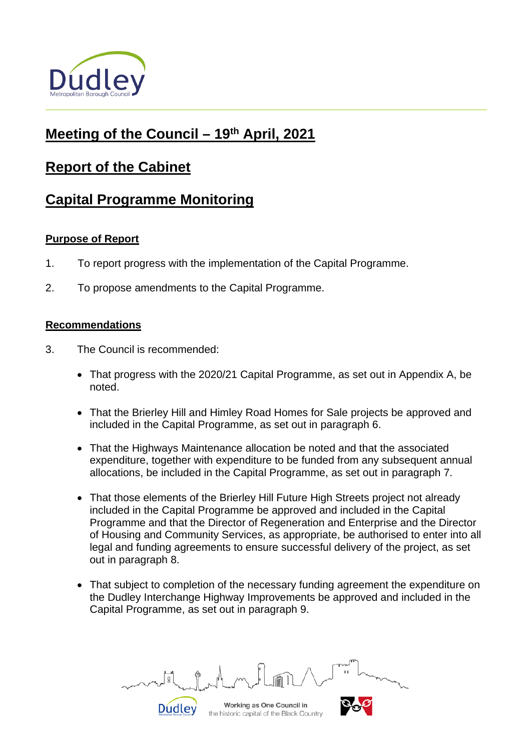# Meeting of the Council – 19th April, 2021

# Report of the Cabinet

# Capital Programme Monitoring

## Purpose of Report

1. To report progress with the implementation of the Capital Programme.

2. To propose amendments to the Capital Programme.

## Recommendations

3. The Council is recommended:

   - That progress with the 2020/21 Capital Programme, as set out in Appendix A, be noted.

   - That the Brierley Hill and Himley Road Homes for Sale projects be approved and included in the Capital Programme, as set out in paragraph 6.

   - That the Highways Maintenance allocation be noted and that the associated expenditure, together with expenditure to be funded from any subsequent annual allocations, be included in the Capital Programme, as set out in paragraph 7.

   - That those elements of the Brierley Hill Future High Streets project not already included in the Capital Programme be approved and included in the Capital Programme and that the Director of Regeneration and Enterprise and the Director of Housing and Community Services, as appropriate, be authorised to enter into all legal and funding agreements to ensure successful delivery of the project, as set out in paragraph 8.

   - That subject to completion of the necessary funding agreement the expenditure on the Dudley Interchange Highway Improvements be approved and included in the Capital Programme, as set out in paragraph 9.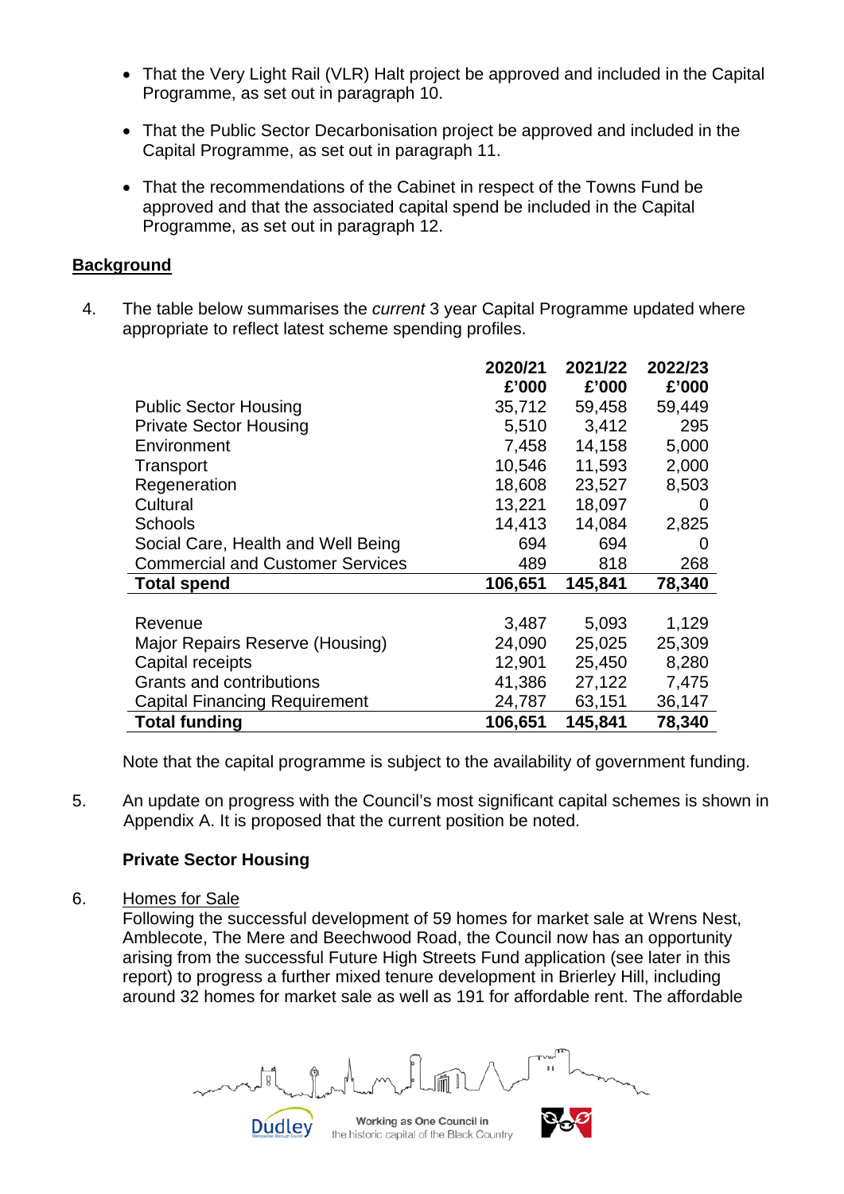- That the Very Light Rail (VLR) Halt project be approved and included in the Capital Programme, as set out in paragraph 10.

- That the Public Sector Decarbonisation project be approved and included in the Capital Programme, as set out in paragraph 11.

- That the recommendations of the Cabinet in respect of the Towns Fund be approved and that the associated capital spend be included in the Capital Programme, as set out in paragraph 12.

## Background

4. The table below summarises the *current* 3 year Capital Programme updated where appropriate to reflect latest scheme spending profiles.

| | 2020/21 £'000 | 2021/22 £'000 | 2022/23 £'000 |
|---|---|---|---|
| Public Sector Housing | 35,712 | 59,458 | 59,449 |
| Private Sector Housing | 5,510 | 3,412 | 295 |
| Environment | 7,458 | 14,158 | 5,000 |
| Transport | 10,546 | 11,593 | 2,000 |
| Regeneration | 18,608 | 23,527 | 8,503 |
| Cultural | 13,221 | 18,097 | 0 |
| Schools | 14,413 | 14,084 | 2,825 |
| Social Care, Health and Well Being | 694 | 694 | 0 |
| Commercial and Customer Services | 489 | 818 | 268 |
| **Total spend** | **106,651** | **145,841** | **78,340** |
| | | | |
| Revenue | 3,487 | 5,093 | 1,129 |
| Major Repairs Reserve (Housing) | 24,090 | 25,025 | 25,309 |
| Capital receipts | 12,901 | 25,450 | 8,280 |
| Grants and contributions | 41,386 | 27,122 | 7,475 |
| Capital Financing Requirement | 24,787 | 63,151 | 36,147 |
| **Total funding** | **106,651** | **145,841** | **78,340** |

Note that the capital programme is subject to the availability of government funding.

5. An update on progress with the Council's most significant capital schemes is shown in Appendix A. It is proposed that the current position be noted.

### Private Sector Housing

6. Homes for Sale
Following the successful development of 59 homes for market sale at Wrens Nest, Amblecote, The Mere and Beechwood Road, the Council now has an opportunity arising from the successful Future High Streets Fund application (see later in this report) to progress a further mixed tenure development in Brierley Hill, including around 32 homes for market sale as well as 191 for affordable rent. The affordable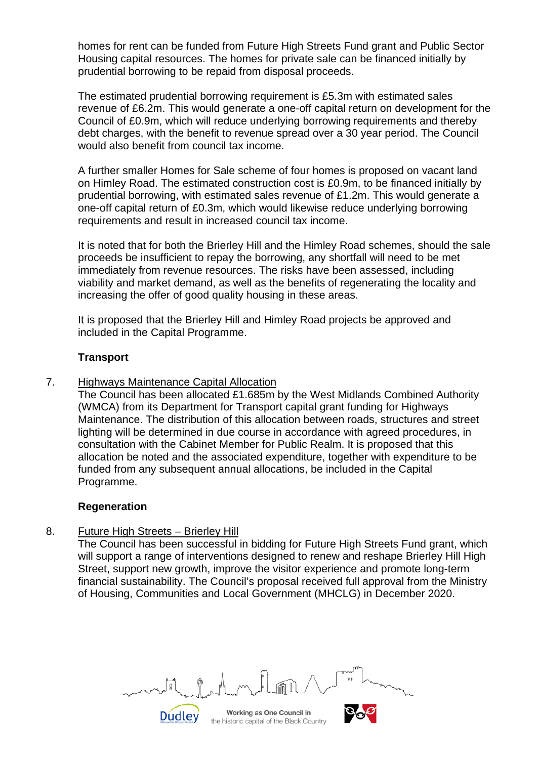homes for rent can be funded from Future High Streets Fund grant and Public Sector Housing capital resources. The homes for private sale can be financed initially by prudential borrowing to be repaid from disposal proceeds.

The estimated prudential borrowing requirement is £5.3m with estimated sales revenue of £6.2m. This would generate a one-off capital return on development for the Council of £0.9m, which will reduce underlying borrowing requirements and thereby debt charges, with the benefit to revenue spread over a 30 year period. The Council would also benefit from council tax income.

A further smaller Homes for Sale scheme of four homes is proposed on vacant land on Himley Road. The estimated construction cost is £0.9m, to be financed initially by prudential borrowing, with estimated sales revenue of £1.2m. This would generate a one-off capital return of £0.3m, which would likewise reduce underlying borrowing requirements and result in increased council tax income.

It is noted that for both the Brierley Hill and the Himley Road schemes, should the sale proceeds be insufficient to repay the borrowing, any shortfall will need to be met immediately from revenue resources. The risks have been assessed, including viability and market demand, as well as the benefits of regenerating the locality and increasing the offer of good quality housing in these areas.

It is proposed that the Brierley Hill and Himley Road projects be approved and included in the Capital Programme.

**Transport**

7. Highways Maintenance Capital Allocation

The Council has been allocated £1.685m by the West Midlands Combined Authority (WMCA) from its Department for Transport capital grant funding for Highways Maintenance. The distribution of this allocation between roads, structures and street lighting will be determined in due course in accordance with agreed procedures, in consultation with the Cabinet Member for Public Realm. It is proposed that this allocation be noted and the associated expenditure, together with expenditure to be funded from any subsequent annual allocations, be included in the Capital Programme.

**Regeneration**

8. Future High Streets – Brierley Hill

The Council has been successful in bidding for Future High Streets Fund grant, which will support a range of interventions designed to renew and reshape Brierley Hill High Street, support new growth, improve the visitor experience and promote long-term financial sustainability. The Council's proposal received full approval from the Ministry of Housing, Communities and Local Government (MHCLG) in December 2020.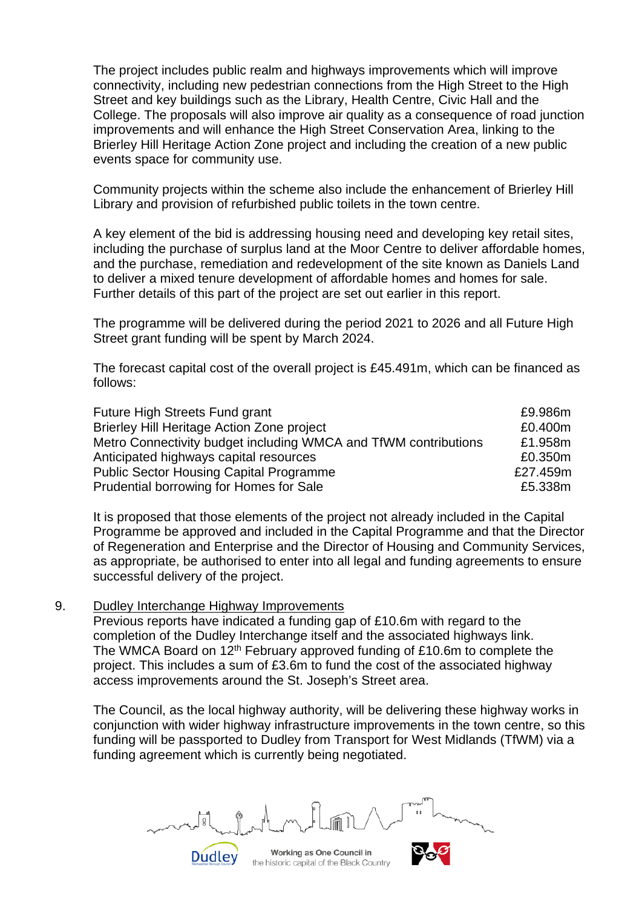The project includes public realm and highways improvements which will improve connectivity, including new pedestrian connections from the High Street to the High Street and key buildings such as the Library, Health Centre, Civic Hall and the College. The proposals will also improve air quality as a consequence of road junction improvements and will enhance the High Street Conservation Area, linking to the Brierley Hill Heritage Action Zone project and including the creation of a new public events space for community use.

Community projects within the scheme also include the enhancement of Brierley Hill Library and provision of refurbished public toilets in the town centre.

A key element of the bid is addressing housing need and developing key retail sites, including the purchase of surplus land at the Moor Centre to deliver affordable homes, and the purchase, remediation and redevelopment of the site known as Daniels Land to deliver a mixed tenure development of affordable homes and homes for sale. Further details of this part of the project are set out earlier in this report.

The programme will be delivered during the period 2021 to 2026 and all Future High Street grant funding will be spent by March 2024.

The forecast capital cost of the overall project is £45.491m, which can be financed as follows:

| | |
|---|---|
| Future High Streets Fund grant | £9.986m |
| Brierley Hill Heritage Action Zone project | £0.400m |
| Metro Connectivity budget including WMCA and TfWM contributions | £1.958m |
| Anticipated highways capital resources | £0.350m |
| Public Sector Housing Capital Programme | £27.459m |
| Prudential borrowing for Homes for Sale | £5.338m |

It is proposed that those elements of the project not already included in the Capital Programme be approved and included in the Capital Programme and that the Director of Regeneration and Enterprise and the Director of Housing and Community Services, as appropriate, be authorised to enter into all legal and funding agreements to ensure successful delivery of the project.

9. Dudley Interchange Highway Improvements

Previous reports have indicated a funding gap of £10.6m with regard to the completion of the Dudley Interchange itself and the associated highways link. The WMCA Board on 12th February approved funding of £10.6m to complete the project. This includes a sum of £3.6m to fund the cost of the associated highway access improvements around the St. Joseph's Street area.

The Council, as the local highway authority, will be delivering these highway works in conjunction with wider highway infrastructure improvements in the town centre, so this funding will be passported to Dudley from Transport for West Midlands (TfWM) via a funding agreement which is currently being negotiated.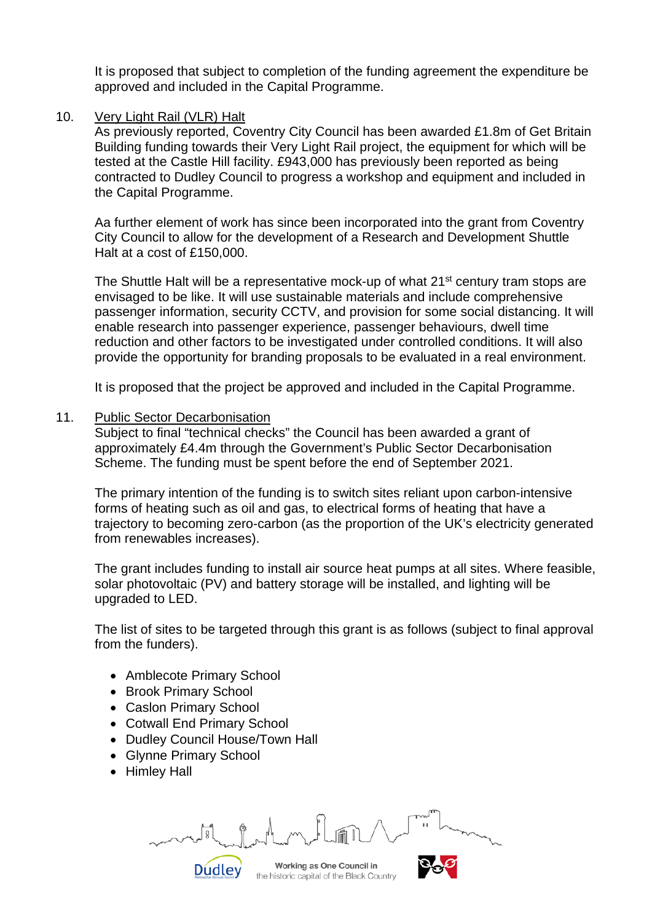It is proposed that subject to completion of the funding agreement the expenditure be approved and included in the Capital Programme.

10. <u>Very Light Rail (VLR) Halt</u>

As previously reported, Coventry City Council has been awarded £1.8m of Get Britain Building funding towards their Very Light Rail project, the equipment for which will be tested at the Castle Hill facility. £943,000 has previously been reported as being contracted to Dudley Council to progress a workshop and equipment and included in the Capital Programme.

Aa further element of work has since been incorporated into the grant from Coventry City Council to allow for the development of a Research and Development Shuttle Halt at a cost of £150,000.

The Shuttle Halt will be a representative mock-up of what 21st century tram stops are envisaged to be like. It will use sustainable materials and include comprehensive passenger information, security CCTV, and provision for some social distancing. It will enable research into passenger experience, passenger behaviours, dwell time reduction and other factors to be investigated under controlled conditions. It will also provide the opportunity for branding proposals to be evaluated in a real environment.

It is proposed that the project be approved and included in the Capital Programme.

11. <u>Public Sector Decarbonisation</u>

Subject to final "technical checks" the Council has been awarded a grant of approximately £4.4m through the Government's Public Sector Decarbonisation Scheme. The funding must be spent before the end of September 2021.

The primary intention of the funding is to switch sites reliant upon carbon-intensive forms of heating such as oil and gas, to electrical forms of heating that have a trajectory to becoming zero-carbon (as the proportion of the UK's electricity generated from renewables increases).

The grant includes funding to install air source heat pumps at all sites. Where feasible, solar photovoltaic (PV) and battery storage will be installed, and lighting will be upgraded to LED.

The list of sites to be targeted through this grant is as follows (subject to final approval from the funders).

- Amblecote Primary School
- Brook Primary School
- Caslon Primary School
- Cotwall End Primary School
- Dudley Council House/Town Hall
- Glynne Primary School
- Himley Hall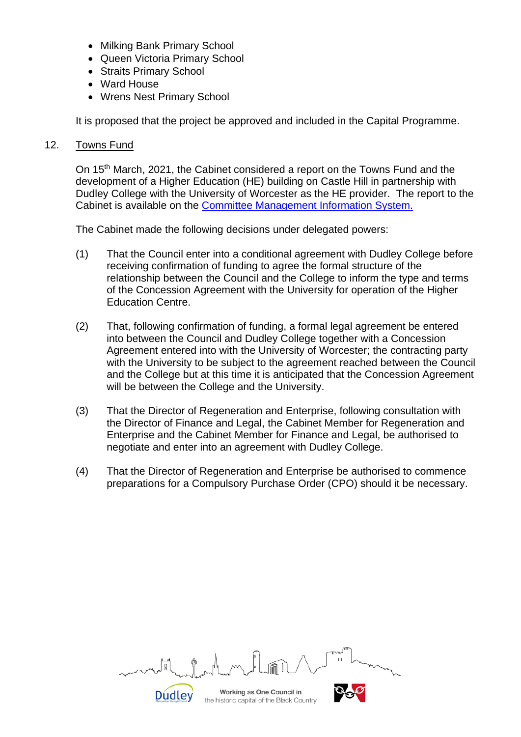- Milking Bank Primary School
- Queen Victoria Primary School
- Straits Primary School
- Ward House
- Wrens Nest Primary School

It is proposed that the project be approved and included in the Capital Programme.

12. Towns Fund

On 15th March, 2021, the Cabinet considered a report on the Towns Fund and the development of a Higher Education (HE) building on Castle Hill in partnership with Dudley College with the University of Worcester as the HE provider. The report to the Cabinet is available on the Committee Management Information System.

The Cabinet made the following decisions under delegated powers:

(1) That the Council enter into a conditional agreement with Dudley College before receiving confirmation of funding to agree the formal structure of the relationship between the Council and the College to inform the type and terms of the Concession Agreement with the University for operation of the Higher Education Centre.

(2) That, following confirmation of funding, a formal legal agreement be entered into between the Council and Dudley College together with a Concession Agreement entered into with the University of Worcester; the contracting party with the University to be subject to the agreement reached between the Council and the College but at this time it is anticipated that the Concession Agreement will be between the College and the University.

(3) That the Director of Regeneration and Enterprise, following consultation with the Director of Finance and Legal, the Cabinet Member for Regeneration and Enterprise and the Cabinet Member for Finance and Legal, be authorised to negotiate and enter into an agreement with Dudley College.

(4) That the Director of Regeneration and Enterprise be authorised to commence preparations for a Compulsory Purchase Order (CPO) should it be necessary.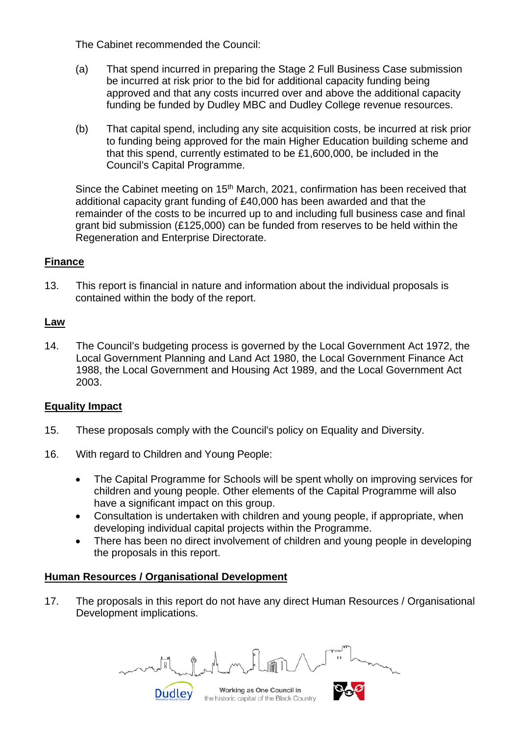The Cabinet recommended the Council:

(a) That spend incurred in preparing the Stage 2 Full Business Case submission be incurred at risk prior to the bid for additional capacity funding being approved and that any costs incurred over and above the additional capacity funding be funded by Dudley MBC and Dudley College revenue resources.

(b) That capital spend, including any site acquisition costs, be incurred at risk prior to funding being approved for the main Higher Education building scheme and that this spend, currently estimated to be £1,600,000, be included in the Council's Capital Programme.

Since the Cabinet meeting on 15th March, 2021, confirmation has been received that additional capacity grant funding of £40,000 has been awarded and that the remainder of the costs to be incurred up to and including full business case and final grant bid submission (£125,000) can be funded from reserves to be held within the Regeneration and Enterprise Directorate.

**Finance**

13. This report is financial in nature and information about the individual proposals is contained within the body of the report.

**Law**

14. The Council's budgeting process is governed by the Local Government Act 1972, the Local Government Planning and Land Act 1980, the Local Government Finance Act 1988, the Local Government and Housing Act 1989, and the Local Government Act 2003.

**Equality Impact**

15. These proposals comply with the Council's policy on Equality and Diversity.

16. With regard to Children and Young People:

- The Capital Programme for Schools will be spent wholly on improving services for children and young people. Other elements of the Capital Programme will also have a significant impact on this group.
- Consultation is undertaken with children and young people, if appropriate, when developing individual capital projects within the Programme.
- There has been no direct involvement of children and young people in developing the proposals in this report.

**Human Resources / Organisational Development**

17. The proposals in this report do not have any direct Human Resources / Organisational Development implications.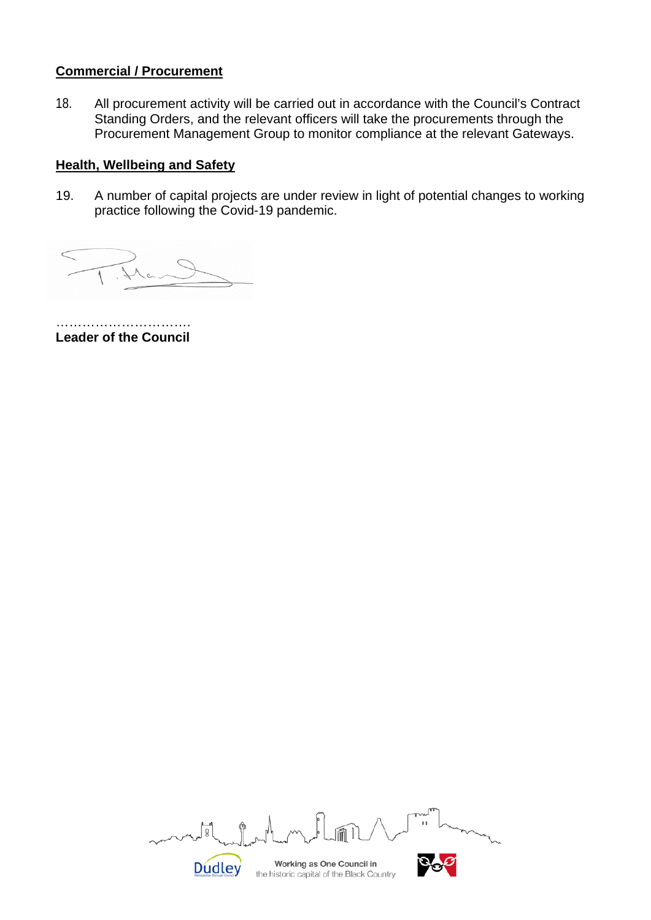**Commercial / Procurement**

18. All procurement activity will be carried out in accordance with the Council's Contract Standing Orders, and the relevant officers will take the procurements through the Procurement Management Group to monitor compliance at the relevant Gateways.

**Health, Wellbeing and Safety**

19. A number of capital projects are under review in light of potential changes to working practice following the Covid-19 pandemic.

…………………………
**Leader of the Council**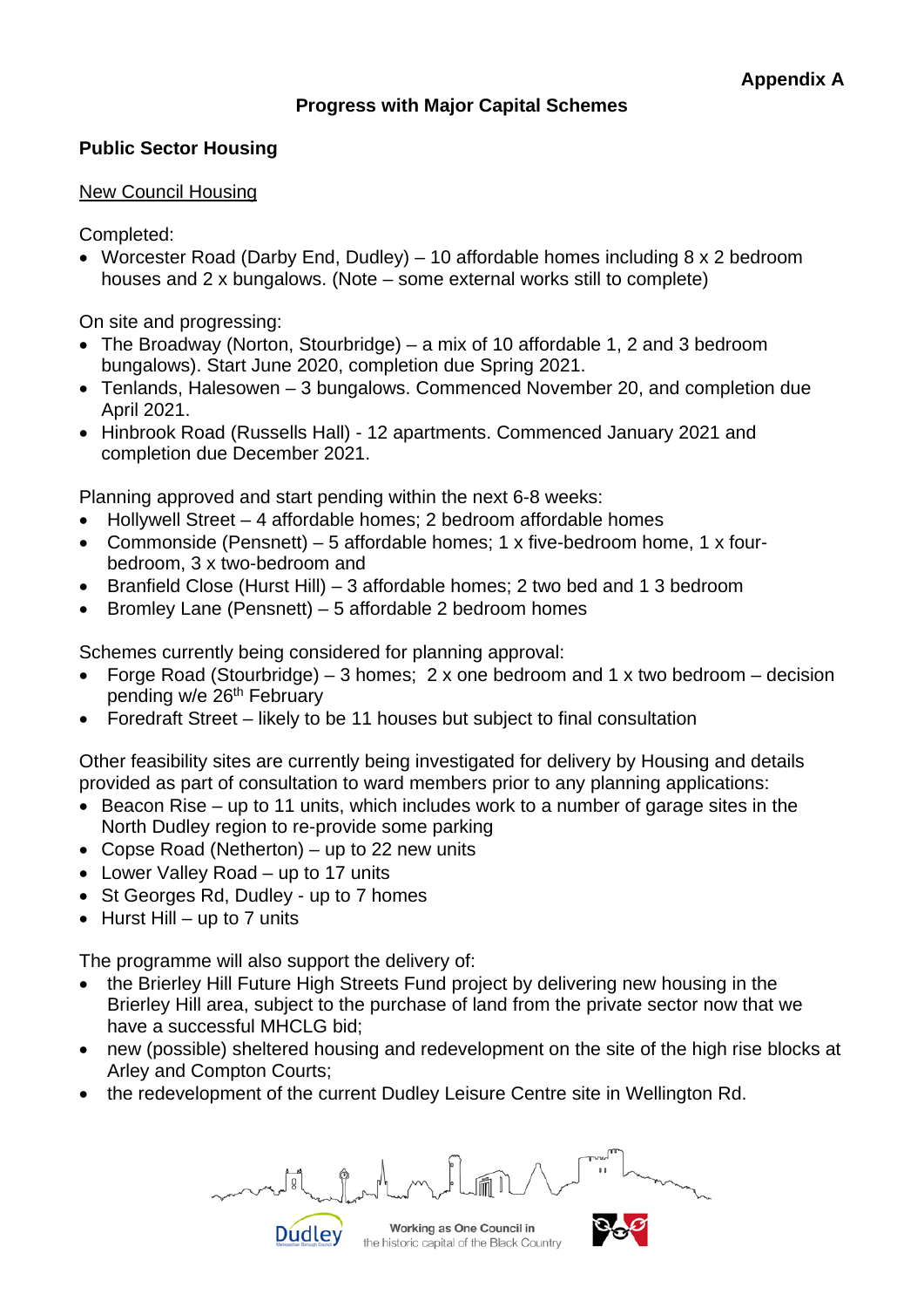**Appendix A**

## Progress with Major Capital Schemes

### Public Sector Housing

New Council Housing

Completed:

- Worcester Road (Darby End, Dudley) – 10 affordable homes including 8 x 2 bedroom houses and 2 x bungalows. (Note – some external works still to complete)

On site and progressing:

- The Broadway (Norton, Stourbridge) – a mix of 10 affordable 1, 2 and 3 bedroom bungalows). Start June 2020, completion due Spring 2021.
- Tenlands, Halesowen – 3 bungalows. Commenced November 20, and completion due April 2021.
- Hinbrook Road (Russells Hall) - 12 apartments. Commenced January 2021 and completion due December 2021.

Planning approved and start pending within the next 6-8 weeks:

- Hollywell Street – 4 affordable homes; 2 bedroom affordable homes
- Commonside (Pensnett) – 5 affordable homes; 1 x five-bedroom home, 1 x four-bedroom, 3 x two-bedroom and
- Branfield Close (Hurst Hill) – 3 affordable homes; 2 two bed and 1 3 bedroom
- Bromley Lane (Pensnett) – 5 affordable 2 bedroom homes

Schemes currently being considered for planning approval:

- Forge Road (Stourbridge) – 3 homes; 2 x one bedroom and 1 x two bedroom – decision pending w/e 26th February
- Foredraft Street – likely to be 11 houses but subject to final consultation

Other feasibility sites are currently being investigated for delivery by Housing and details provided as part of consultation to ward members prior to any planning applications:

- Beacon Rise – up to 11 units, which includes work to a number of garage sites in the North Dudley region to re-provide some parking
- Copse Road (Netherton) – up to 22 new units
- Lower Valley Road – up to 17 units
- St Georges Rd, Dudley - up to 7 homes
- Hurst Hill – up to 7 units

The programme will also support the delivery of:

- the Brierley Hill Future High Streets Fund project by delivering new housing in the Brierley Hill area, subject to the purchase of land from the private sector now that we have a successful MHCLG bid;
- new (possible) sheltered housing and redevelopment on the site of the high rise blocks at Arley and Compton Courts;
- the redevelopment of the current Dudley Leisure Centre site in Wellington Rd.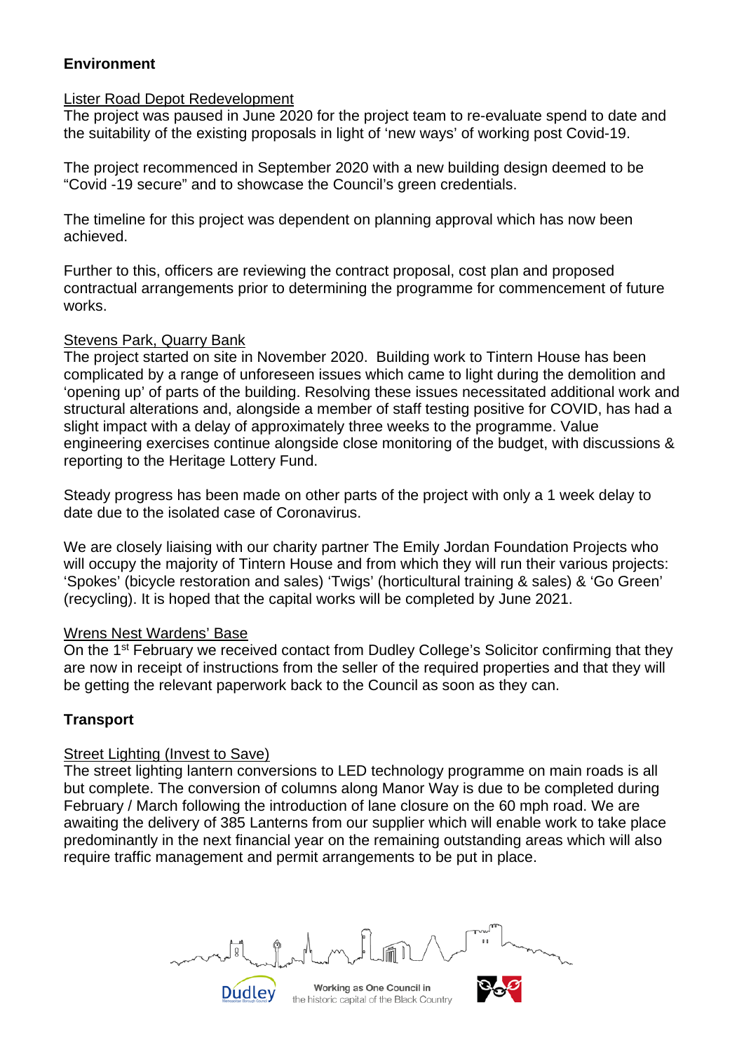## Environment

### Lister Road Depot Redevelopment

The project was paused in June 2020 for the project team to re-evaluate spend to date and the suitability of the existing proposals in light of 'new ways' of working post Covid-19.

The project recommenced in September 2020 with a new building design deemed to be "Covid -19 secure" and to showcase the Council's green credentials.

The timeline for this project was dependent on planning approval which has now been achieved.

Further to this, officers are reviewing the contract proposal, cost plan and proposed contractual arrangements prior to determining the programme for commencement of future works.

### Stevens Park, Quarry Bank

The project started on site in November 2020. Building work to Tintern House has been complicated by a range of unforeseen issues which came to light during the demolition and 'opening up' of parts of the building. Resolving these issues necessitated additional work and structural alterations and, alongside a member of staff testing positive for COVID, has had a slight impact with a delay of approximately three weeks to the programme. Value engineering exercises continue alongside close monitoring of the budget, with discussions & reporting to the Heritage Lottery Fund.

Steady progress has been made on other parts of the project with only a 1 week delay to date due to the isolated case of Coronavirus.

We are closely liaising with our charity partner The Emily Jordan Foundation Projects who will occupy the majority of Tintern House and from which they will run their various projects: 'Spokes' (bicycle restoration and sales) 'Twigs' (horticultural training & sales) & 'Go Green' (recycling). It is hoped that the capital works will be completed by June 2021.

### Wrens Nest Wardens' Base

On the 1st February we received contact from Dudley College's Solicitor confirming that they are now in receipt of instructions from the seller of the required properties and that they will be getting the relevant paperwork back to the Council as soon as they can.

## Transport

### Street Lighting (Invest to Save)

The street lighting lantern conversions to LED technology programme on main roads is all but complete. The conversion of columns along Manor Way is due to be completed during February / March following the introduction of lane closure on the 60 mph road. We are awaiting the delivery of 385 Lanterns from our supplier which will enable work to take place predominantly in the next financial year on the remaining outstanding areas which will also require traffic management and permit arrangements to be put in place.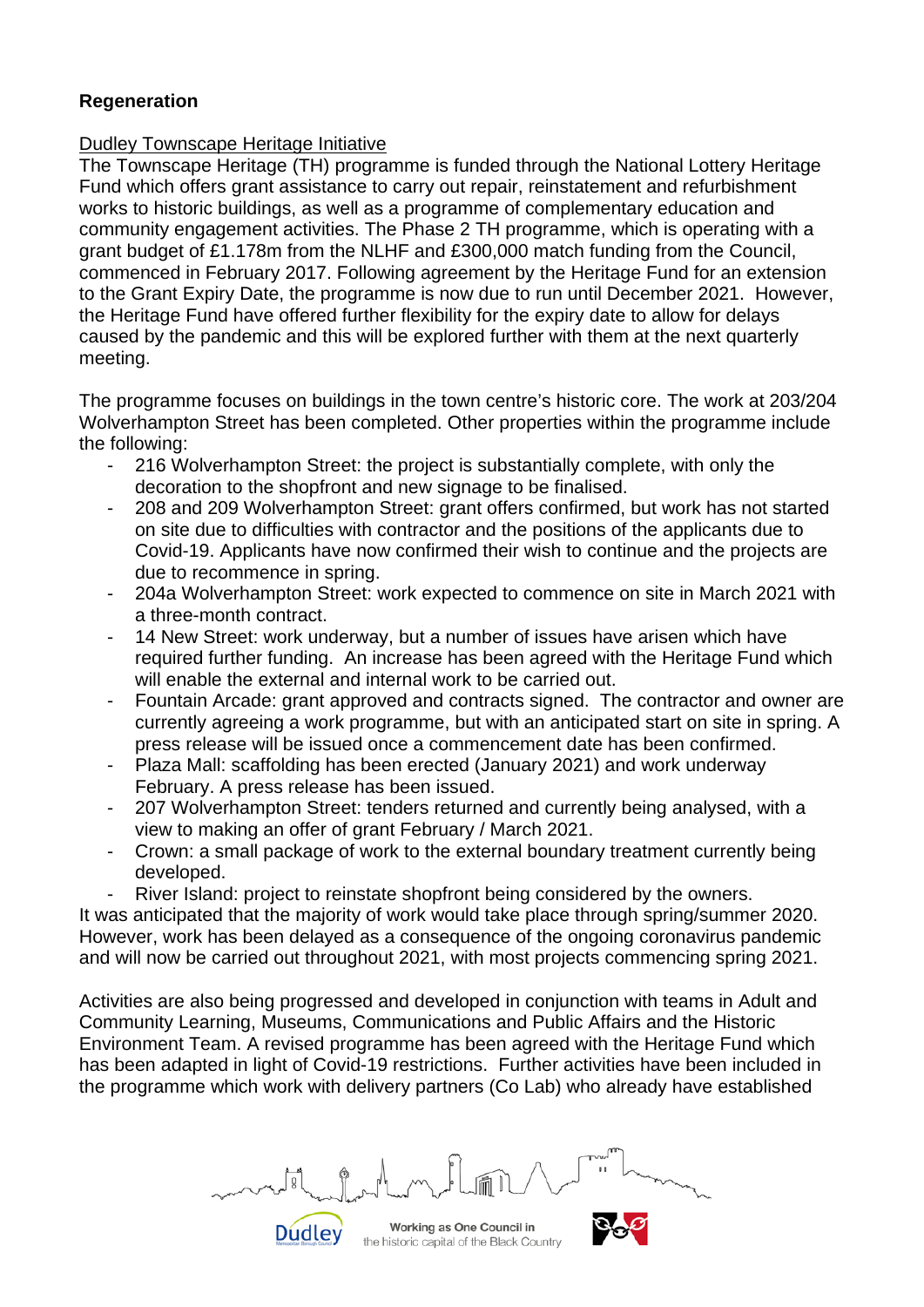**Regeneration**

Dudley Townscape Heritage Initiative

The Townscape Heritage (TH) programme is funded through the National Lottery Heritage Fund which offers grant assistance to carry out repair, reinstatement and refurbishment works to historic buildings, as well as a programme of complementary education and community engagement activities. The Phase 2 TH programme, which is operating with a grant budget of £1.178m from the NLHF and £300,000 match funding from the Council, commenced in February 2017. Following agreement by the Heritage Fund for an extension to the Grant Expiry Date, the programme is now due to run until December 2021. However, the Heritage Fund have offered further flexibility for the expiry date to allow for delays caused by the pandemic and this will be explored further with them at the next quarterly meeting.

The programme focuses on buildings in the town centre's historic core. The work at 203/204 Wolverhampton Street has been completed. Other properties within the programme include the following:

- 216 Wolverhampton Street: the project is substantially complete, with only the decoration to the shopfront and new signage to be finalised.
- 208 and 209 Wolverhampton Street: grant offers confirmed, but work has not started on site due to difficulties with contractor and the positions of the applicants due to Covid-19. Applicants have now confirmed their wish to continue and the projects are due to recommence in spring.
- 204a Wolverhampton Street: work expected to commence on site in March 2021 with a three-month contract.
- 14 New Street: work underway, but a number of issues have arisen which have required further funding. An increase has been agreed with the Heritage Fund which will enable the external and internal work to be carried out.
- Fountain Arcade: grant approved and contracts signed. The contractor and owner are currently agreeing a work programme, but with an anticipated start on site in spring. A press release will be issued once a commencement date has been confirmed.
- Plaza Mall: scaffolding has been erected (January 2021) and work underway February. A press release has been issued.
- 207 Wolverhampton Street: tenders returned and currently being analysed, with a view to making an offer of grant February / March 2021.
- Crown: a small package of work to the external boundary treatment currently being developed.
- River Island: project to reinstate shopfront being considered by the owners.

It was anticipated that the majority of work would take place through spring/summer 2020. However, work has been delayed as a consequence of the ongoing coronavirus pandemic and will now be carried out throughout 2021, with most projects commencing spring 2021.

Activities are also being progressed and developed in conjunction with teams in Adult and Community Learning, Museums, Communications and Public Affairs and the Historic Environment Team. A revised programme has been agreed with the Heritage Fund which has been adapted in light of Covid-19 restrictions. Further activities have been included in the programme which work with delivery partners (Co Lab) who already have established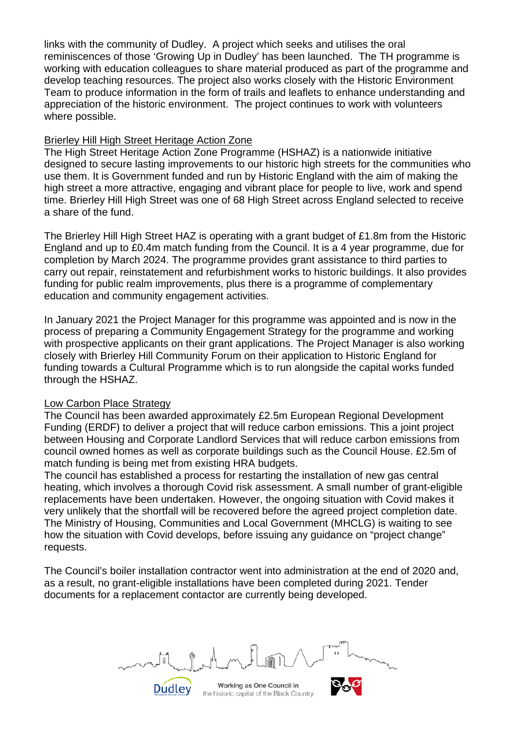links with the community of Dudley. A project which seeks and utilises the oral reminiscences of those 'Growing Up in Dudley' has been launched. The TH programme is working with education colleagues to share material produced as part of the programme and develop teaching resources. The project also works closely with the Historic Environment Team to produce information in the form of trails and leaflets to enhance understanding and appreciation of the historic environment. The project continues to work with volunteers where possible.

Brierley Hill High Street Heritage Action Zone

The High Street Heritage Action Zone Programme (HSHAZ) is a nationwide initiative designed to secure lasting improvements to our historic high streets for the communities who use them. It is Government funded and run by Historic England with the aim of making the high street a more attractive, engaging and vibrant place for people to live, work and spend time. Brierley Hill High Street was one of 68 High Street across England selected to receive a share of the fund.

The Brierley Hill High Street HAZ is operating with a grant budget of £1.8m from the Historic England and up to £0.4m match funding from the Council. It is a 4 year programme, due for completion by March 2024. The programme provides grant assistance to third parties to carry out repair, reinstatement and refurbishment works to historic buildings. It also provides funding for public realm improvements, plus there is a programme of complementary education and community engagement activities.

In January 2021 the Project Manager for this programme was appointed and is now in the process of preparing a Community Engagement Strategy for the programme and working with prospective applicants on their grant applications. The Project Manager is also working closely with Brierley Hill Community Forum on their application to Historic England for funding towards a Cultural Programme which is to run alongside the capital works funded through the HSHAZ.

Low Carbon Place Strategy

The Council has been awarded approximately £2.5m European Regional Development Funding (ERDF) to deliver a project that will reduce carbon emissions. This a joint project between Housing and Corporate Landlord Services that will reduce carbon emissions from council owned homes as well as corporate buildings such as the Council House. £2.5m of match funding is being met from existing HRA budgets.
The council has established a process for restarting the installation of new gas central heating, which involves a thorough Covid risk assessment. A small number of grant-eligible replacements have been undertaken. However, the ongoing situation with Covid makes it very unlikely that the shortfall will be recovered before the agreed project completion date. The Ministry of Housing, Communities and Local Government (MHCLG) is waiting to see how the situation with Covid develops, before issuing any guidance on "project change" requests.

The Council's boiler installation contractor went into administration at the end of 2020 and, as a result, no grant-eligible installations have been completed during 2021. Tender documents for a replacement contactor are currently being developed.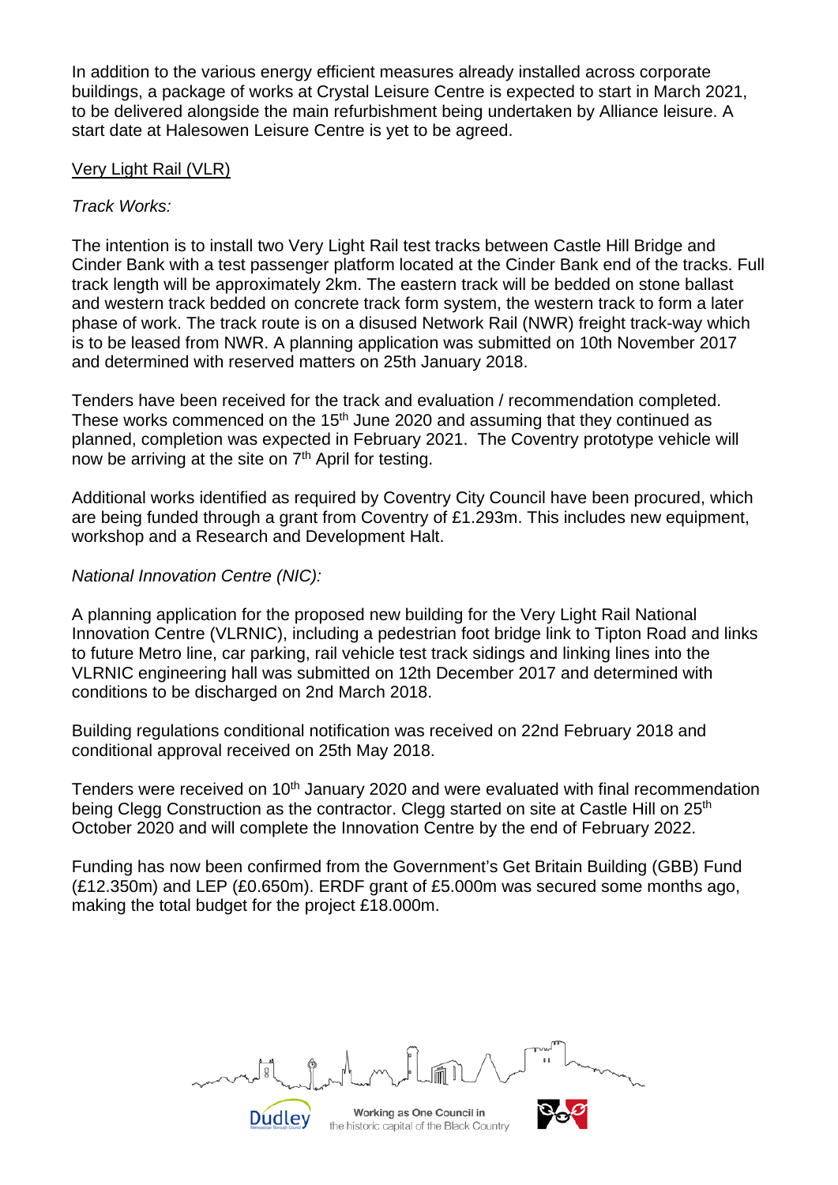In addition to the various energy efficient measures already installed across corporate buildings, a package of works at Crystal Leisure Centre is expected to start in March 2021, to be delivered alongside the main refurbishment being undertaken by Alliance leisure. A start date at Halesowen Leisure Centre is yet to be agreed.

Very Light Rail (VLR)

*Track Works:*

The intention is to install two Very Light Rail test tracks between Castle Hill Bridge and Cinder Bank with a test passenger platform located at the Cinder Bank end of the tracks. Full track length will be approximately 2km. The eastern track will be bedded on stone ballast and western track bedded on concrete track form system, the western track to form a later phase of work. The track route is on a disused Network Rail (NWR) freight track-way which is to be leased from NWR. A planning application was submitted on 10th November 2017 and determined with reserved matters on 25th January 2018.

Tenders have been received for the track and evaluation / recommendation completed. These works commenced on the 15th June 2020 and assuming that they continued as planned, completion was expected in February 2021. The Coventry prototype vehicle will now be arriving at the site on 7th April for testing.

Additional works identified as required by Coventry City Council have been procured, which are being funded through a grant from Coventry of £1.293m. This includes new equipment, workshop and a Research and Development Halt.

*National Innovation Centre (NIC):*

A planning application for the proposed new building for the Very Light Rail National Innovation Centre (VLRNIC), including a pedestrian foot bridge link to Tipton Road and links to future Metro line, car parking, rail vehicle test track sidings and linking lines into the VLRNIC engineering hall was submitted on 12th December 2017 and determined with conditions to be discharged on 2nd March 2018.

Building regulations conditional notification was received on 22nd February 2018 and conditional approval received on 25th May 2018.

Tenders were received on 10th January 2020 and were evaluated with final recommendation being Clegg Construction as the contractor. Clegg started on site at Castle Hill on 25th October 2020 and will complete the Innovation Centre by the end of February 2022.

Funding has now been confirmed from the Government's Get Britain Building (GBB) Fund (£12.350m) and LEP (£0.650m). ERDF grant of £5.000m was secured some months ago, making the total budget for the project £18.000m.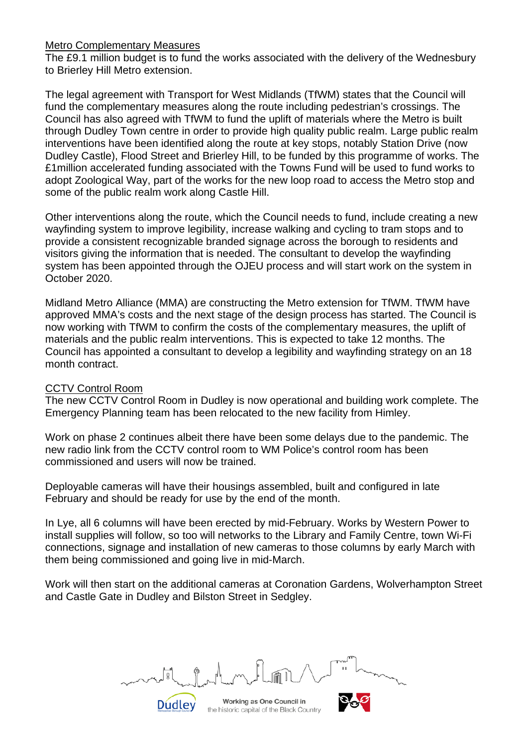Metro Complementary Measures

The £9.1 million budget is to fund the works associated with the delivery of the Wednesbury to Brierley Hill Metro extension.

The legal agreement with Transport for West Midlands (TfWM) states that the Council will fund the complementary measures along the route including pedestrian's crossings. The Council has also agreed with TfWM to fund the uplift of materials where the Metro is built through Dudley Town centre in order to provide high quality public realm. Large public realm interventions have been identified along the route at key stops, notably Station Drive (now Dudley Castle), Flood Street and Brierley Hill, to be funded by this programme of works. The £1million accelerated funding associated with the Towns Fund will be used to fund works to adopt Zoological Way, part of the works for the new loop road to access the Metro stop and some of the public realm work along Castle Hill.

Other interventions along the route, which the Council needs to fund, include creating a new wayfinding system to improve legibility, increase walking and cycling to tram stops and to provide a consistent recognizable branded signage across the borough to residents and visitors giving the information that is needed. The consultant to develop the wayfinding system has been appointed through the OJEU process and will start work on the system in October 2020.

Midland Metro Alliance (MMA) are constructing the Metro extension for TfWM. TfWM have approved MMA's costs and the next stage of the design process has started. The Council is now working with TfWM to confirm the costs of the complementary measures, the uplift of materials and the public realm interventions. This is expected to take 12 months. The Council has appointed a consultant to develop a legibility and wayfinding strategy on an 18 month contract.

CCTV Control Room

The new CCTV Control Room in Dudley is now operational and building work complete. The Emergency Planning team has been relocated to the new facility from Himley.

Work on phase 2 continues albeit there have been some delays due to the pandemic. The new radio link from the CCTV control room to WM Police's control room has been commissioned and users will now be trained.

Deployable cameras will have their housings assembled, built and configured in late February and should be ready for use by the end of the month.

In Lye, all 6 columns will have been erected by mid-February. Works by Western Power to install supplies will follow, so too will networks to the Library and Family Centre, town Wi-Fi connections, signage and installation of new cameras to those columns by early March with them being commissioned and going live in mid-March.

Work will then start on the additional cameras at Coronation Gardens, Wolverhampton Street and Castle Gate in Dudley and Bilston Street in Sedgley.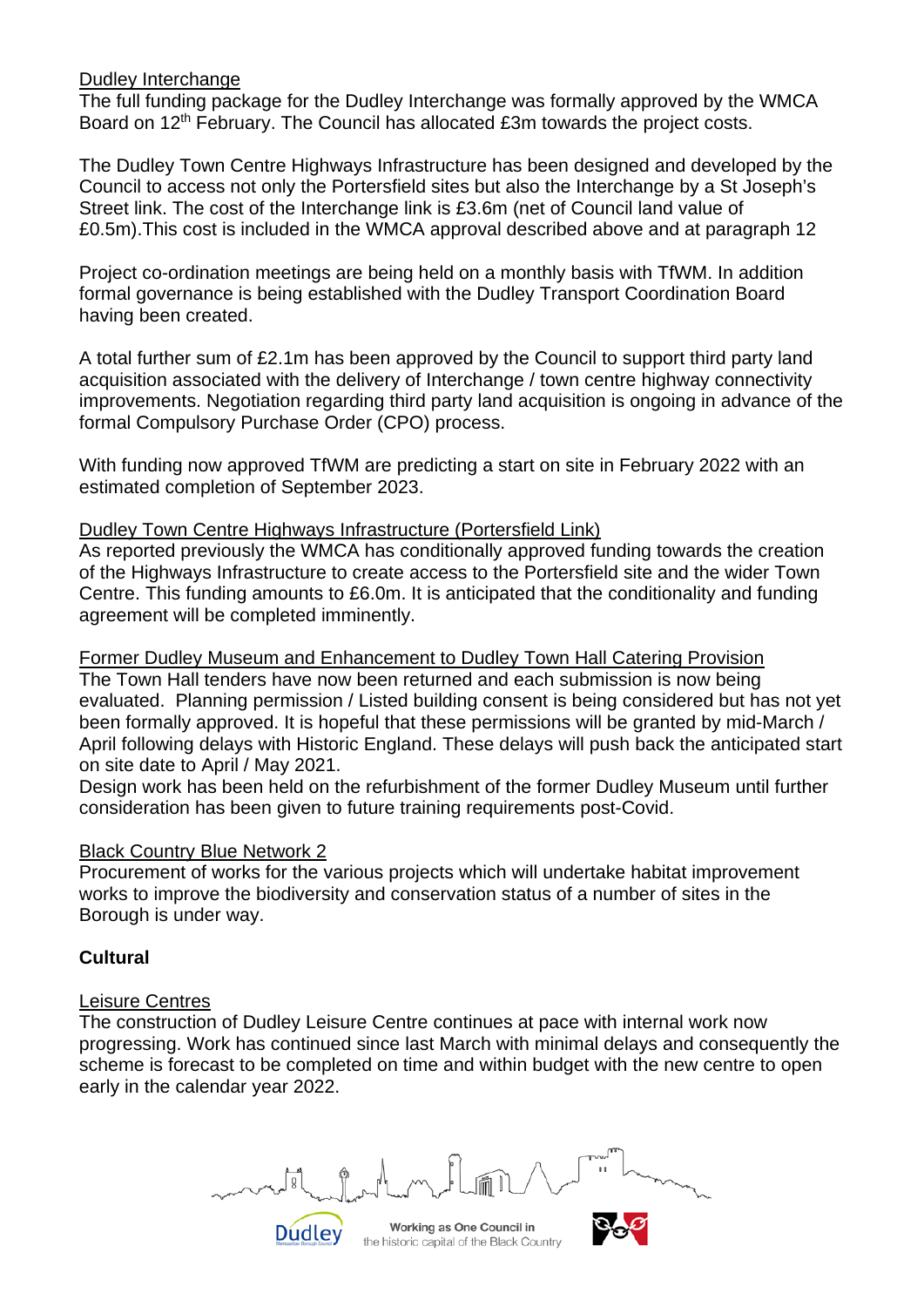Dudley Interchange

The full funding package for the Dudley Interchange was formally approved by the WMCA Board on 12th February. The Council has allocated £3m towards the project costs.

The Dudley Town Centre Highways Infrastructure has been designed and developed by the Council to access not only the Portersfield sites but also the Interchange by a St Joseph's Street link. The cost of the Interchange link is £3.6m (net of Council land value of £0.5m).This cost is included in the WMCA approval described above and at paragraph 12

Project co-ordination meetings are being held on a monthly basis with TfWM. In addition formal governance is being established with the Dudley Transport Coordination Board having been created.

A total further sum of £2.1m has been approved by the Council to support third party land acquisition associated with the delivery of Interchange / town centre highway connectivity improvements. Negotiation regarding third party land acquisition is ongoing in advance of the formal Compulsory Purchase Order (CPO) process.

With funding now approved TfWM are predicting a start on site in February 2022 with an estimated completion of September 2023.

Dudley Town Centre Highways Infrastructure (Portersfield Link)

As reported previously the WMCA has conditionally approved funding towards the creation of the Highways Infrastructure to create access to the Portersfield site and the wider Town Centre. This funding amounts to £6.0m. It is anticipated that the conditionality and funding agreement will be completed imminently.

Former Dudley Museum and Enhancement to Dudley Town Hall Catering Provision

The Town Hall tenders have now been returned and each submission is now being evaluated. Planning permission / Listed building consent is being considered but has not yet been formally approved. It is hopeful that these permissions will be granted by mid-March / April following delays with Historic England. These delays will push back the anticipated start on site date to April / May 2021.

Design work has been held on the refurbishment of the former Dudley Museum until further consideration has been given to future training requirements post-Covid.

Black Country Blue Network 2

Procurement of works for the various projects which will undertake habitat improvement works to improve the biodiversity and conservation status of a number of sites in the Borough is under way.

**Cultural**

Leisure Centres

The construction of Dudley Leisure Centre continues at pace with internal work now progressing. Work has continued since last March with minimal delays and consequently the scheme is forecast to be completed on time and within budget with the new centre to open early in the calendar year 2022.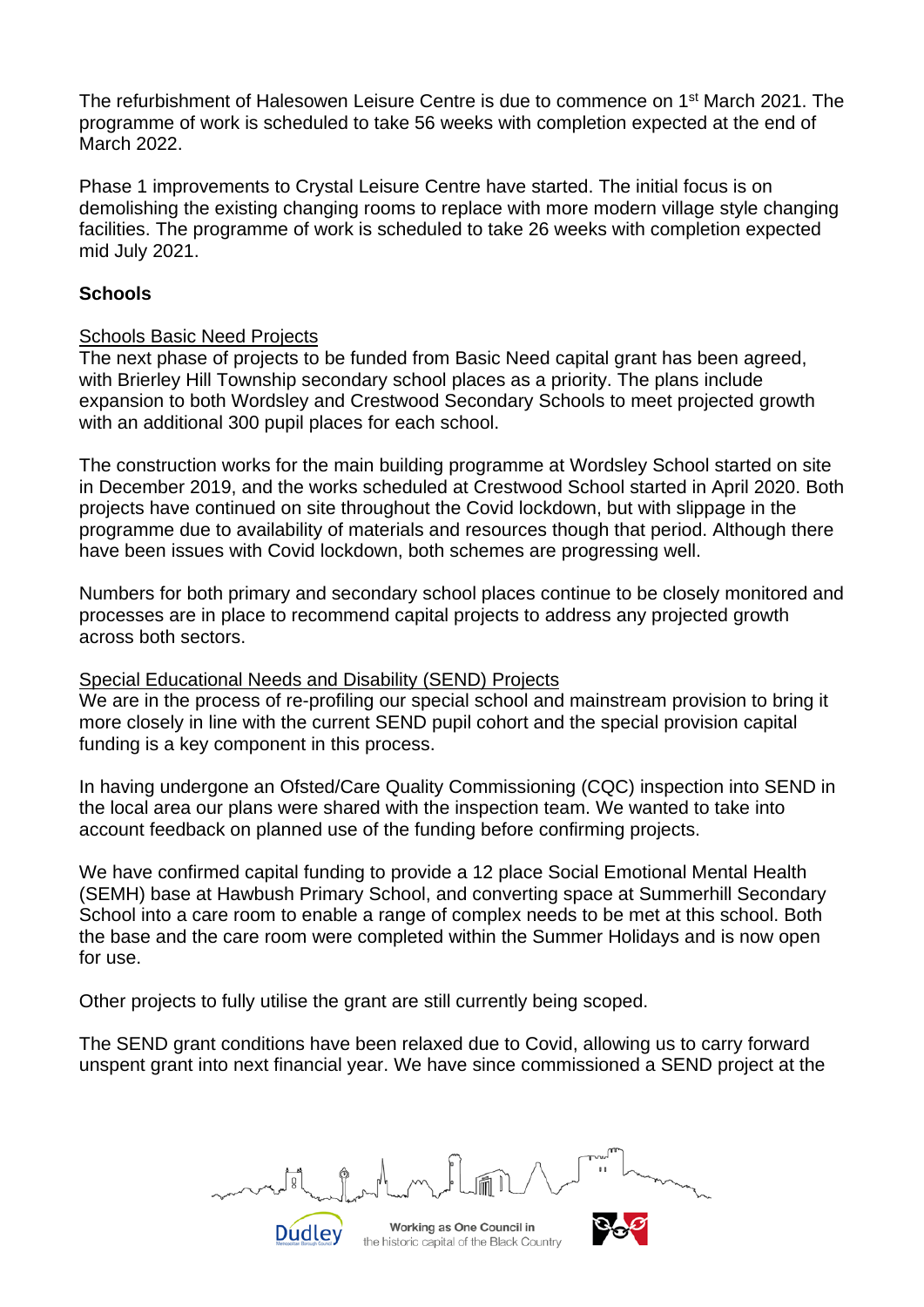The refurbishment of Halesowen Leisure Centre is due to commence on 1st March 2021. The programme of work is scheduled to take 56 weeks with completion expected at the end of March 2022.

Phase 1 improvements to Crystal Leisure Centre have started. The initial focus is on demolishing the existing changing rooms to replace with more modern village style changing facilities. The programme of work is scheduled to take 26 weeks with completion expected mid July 2021.

**Schools**

Schools Basic Need Projects

The next phase of projects to be funded from Basic Need capital grant has been agreed, with Brierley Hill Township secondary school places as a priority. The plans include expansion to both Wordsley and Crestwood Secondary Schools to meet projected growth with an additional 300 pupil places for each school.

The construction works for the main building programme at Wordsley School started on site in December 2019, and the works scheduled at Crestwood School started in April 2020. Both projects have continued on site throughout the Covid lockdown, but with slippage in the programme due to availability of materials and resources though that period. Although there have been issues with Covid lockdown, both schemes are progressing well.

Numbers for both primary and secondary school places continue to be closely monitored and processes are in place to recommend capital projects to address any projected growth across both sectors.

Special Educational Needs and Disability (SEND) Projects

We are in the process of re-profiling our special school and mainstream provision to bring it more closely in line with the current SEND pupil cohort and the special provision capital funding is a key component in this process.

In having undergone an Ofsted/Care Quality Commissioning (CQC) inspection into SEND in the local area our plans were shared with the inspection team. We wanted to take into account feedback on planned use of the funding before confirming projects.

We have confirmed capital funding to provide a 12 place Social Emotional Mental Health (SEMH) base at Hawbush Primary School, and converting space at Summerhill Secondary School into a care room to enable a range of complex needs to be met at this school. Both the base and the care room were completed within the Summer Holidays and is now open for use.

Other projects to fully utilise the grant are still currently being scoped.

The SEND grant conditions have been relaxed due to Covid, allowing us to carry forward unspent grant into next financial year. We have since commissioned a SEND project at the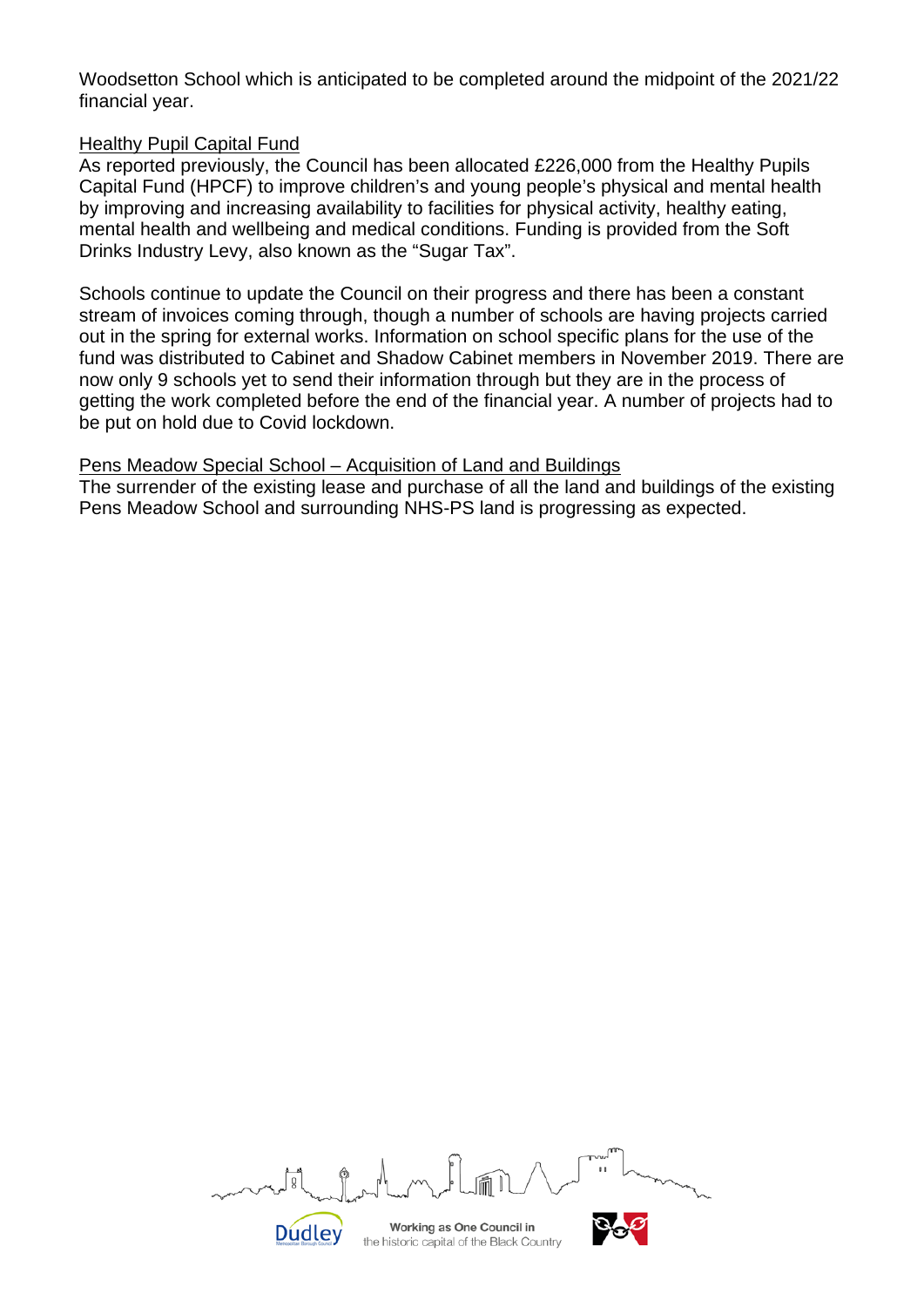Woodsetton School which is anticipated to be completed around the midpoint of the 2021/22 financial year.

Healthy Pupil Capital Fund

As reported previously, the Council has been allocated £226,000 from the Healthy Pupils Capital Fund (HPCF) to improve children's and young people's physical and mental health by improving and increasing availability to facilities for physical activity, healthy eating, mental health and wellbeing and medical conditions. Funding is provided from the Soft Drinks Industry Levy, also known as the "Sugar Tax".

Schools continue to update the Council on their progress and there has been a constant stream of invoices coming through, though a number of schools are having projects carried out in the spring for external works. Information on school specific plans for the use of the fund was distributed to Cabinet and Shadow Cabinet members in November 2019. There are now only 9 schools yet to send their information through but they are in the process of getting the work completed before the end of the financial year. A number of projects had to be put on hold due to Covid lockdown.

Pens Meadow Special School – Acquisition of Land and Buildings

The surrender of the existing lease and purchase of all the land and buildings of the existing Pens Meadow School and surrounding NHS-PS land is progressing as expected.